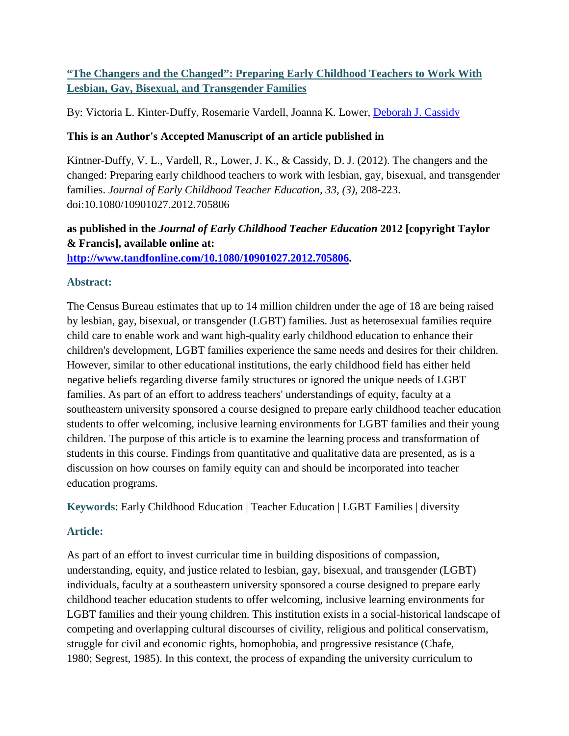# "The Changers and the Changed": Preparing Early Childhood Teachers to Work With Lesbian, Gay, Bisexual, and Transgender Families

By: Victoria L. Kinter-Duffy, Rosemarie Vardell, Joanna K. Lower, Deborah J. Cassidy

**This is an Author's Accepted Manuscript of an article published in**

Kintner-Duffy, V. L., Vardell, R., Lower, J. K., & Cassidy, D. J. (2012). The changers and the changed: Preparing early childhood teachers to work with lesbian, gay, bisexual, and transgender families. *Journal of Early Childhood Teacher Education, 33, (3),* 208-223. doi:10.1080/10901027.2012.705806

**as published in the *Journal of Early Childhood Teacher Education* 2012 [copyright Taylor & Francis], available online at: http://www.tandfonline.com/10.1080/10901027.2012.705806.**

## Abstract:

The Census Bureau estimates that up to 14 million children under the age of 18 are being raised by lesbian, gay, bisexual, or transgender (LGBT) families. Just as heterosexual families require child care to enable work and want high-quality early childhood education to enhance their children's development, LGBT families experience the same needs and desires for their children. However, similar to other educational institutions, the early childhood field has either held negative beliefs regarding diverse family structures or ignored the unique needs of LGBT families. As part of an effort to address teachers' understandings of equity, faculty at a southeastern university sponsored a course designed to prepare early childhood teacher education students to offer welcoming, inclusive learning environments for LGBT families and their young children. The purpose of this article is to examine the learning process and transformation of students in this course. Findings from quantitative and qualitative data are presented, as is a discussion on how courses on family equity can and should be incorporated into teacher education programs.

**Keywords**: Early Childhood Education | Teacher Education | LGBT Families | diversity

## Article:

As part of an effort to invest curricular time in building dispositions of compassion, understanding, equity, and justice related to lesbian, gay, bisexual, and transgender (LGBT) individuals, faculty at a southeastern university sponsored a course designed to prepare early childhood teacher education students to offer welcoming, inclusive learning environments for LGBT families and their young children. This institution exists in a social-historical landscape of competing and overlapping cultural discourses of civility, religious and political conservatism, struggle for civil and economic rights, homophobia, and progressive resistance (Chafe, 1980; Segrest, 1985). In this context, the process of expanding the university curriculum to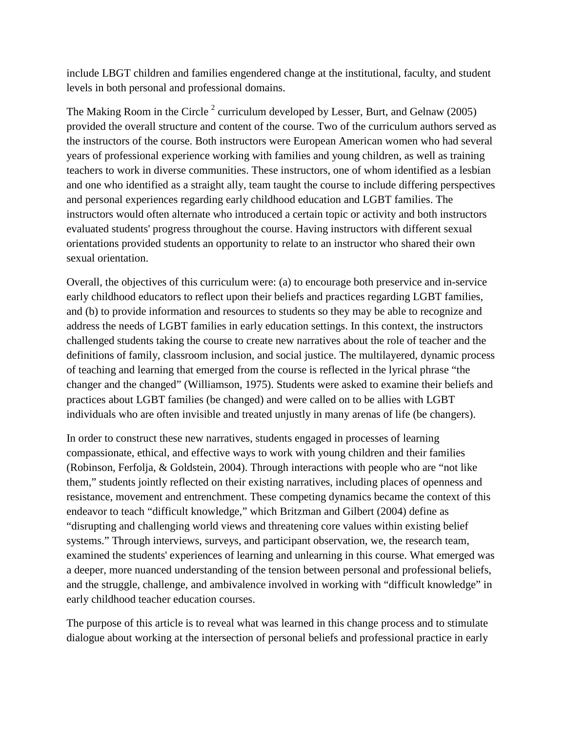include LBGT children and families engendered change at the institutional, faculty, and student levels in both personal and professional domains.

The Making Room in the Circle [2] curriculum developed by Lesser, Burt, and Gelnaw (2005) provided the overall structure and content of the course. Two of the curriculum authors served as the instructors of the course. Both instructors were European American women who had several years of professional experience working with families and young children, as well as training teachers to work in diverse communities. These instructors, one of whom identified as a lesbian and one who identified as a straight ally, team taught the course to include differing perspectives and personal experiences regarding early childhood education and LGBT families. The instructors would often alternate who introduced a certain topic or activity and both instructors evaluated students' progress throughout the course. Having instructors with different sexual orientations provided students an opportunity to relate to an instructor who shared their own sexual orientation.

Overall, the objectives of this curriculum were: (a) to encourage both preservice and in-service early childhood educators to reflect upon their beliefs and practices regarding LGBT families, and (b) to provide information and resources to students so they may be able to recognize and address the needs of LGBT families in early education settings. In this context, the instructors challenged students taking the course to create new narratives about the role of teacher and the definitions of family, classroom inclusion, and social justice. The multilayered, dynamic process of teaching and learning that emerged from the course is reflected in the lyrical phrase "the changer and the changed" (Williamson, 1975). Students were asked to examine their beliefs and practices about LGBT families (be changed) and were called on to be allies with LGBT individuals who are often invisible and treated unjustly in many arenas of life (be changers).

In order to construct these new narratives, students engaged in processes of learning compassionate, ethical, and effective ways to work with young children and their families (Robinson, Ferfolja, & Goldstein, 2004). Through interactions with people who are "not like them," students jointly reflected on their existing narratives, including places of openness and resistance, movement and entrenchment. These competing dynamics became the context of this endeavor to teach "difficult knowledge," which Britzman and Gilbert (2004) define as "disrupting and challenging world views and threatening core values within existing belief systems." Through interviews, surveys, and participant observation, we, the research team, examined the students' experiences of learning and unlearning in this course. What emerged was a deeper, more nuanced understanding of the tension between personal and professional beliefs, and the struggle, challenge, and ambivalence involved in working with "difficult knowledge" in early childhood teacher education courses.

The purpose of this article is to reveal what was learned in this change process and to stimulate dialogue about working at the intersection of personal beliefs and professional practice in early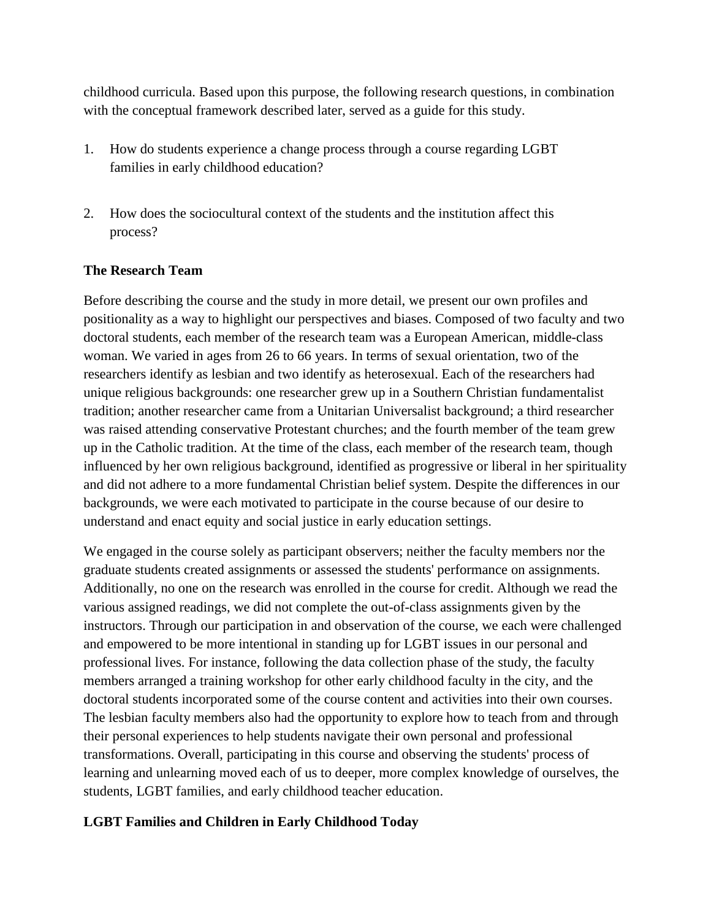childhood curricula. Based upon this purpose, the following research questions, in combination with the conceptual framework described later, served as a guide for this study.

1. How do students experience a change process through a course regarding LGBT families in early childhood education?

2. How does the sociocultural context of the students and the institution affect this process?

**The Research Team**

Before describing the course and the study in more detail, we present our own profiles and positionality as a way to highlight our perspectives and biases. Composed of two faculty and two doctoral students, each member of the research team was a European American, middle-class woman. We varied in ages from 26 to 66 years. In terms of sexual orientation, two of the researchers identify as lesbian and two identify as heterosexual. Each of the researchers had unique religious backgrounds: one researcher grew up in a Southern Christian fundamentalist tradition; another researcher came from a Unitarian Universalist background; a third researcher was raised attending conservative Protestant churches; and the fourth member of the team grew up in the Catholic tradition. At the time of the class, each member of the research team, though influenced by her own religious background, identified as progressive or liberal in her spirituality and did not adhere to a more fundamental Christian belief system. Despite the differences in our backgrounds, we were each motivated to participate in the course because of our desire to understand and enact equity and social justice in early education settings.

We engaged in the course solely as participant observers; neither the faculty members nor the graduate students created assignments or assessed the students' performance on assignments. Additionally, no one on the research was enrolled in the course for credit. Although we read the various assigned readings, we did not complete the out-of-class assignments given by the instructors. Through our participation in and observation of the course, we each were challenged and empowered to be more intentional in standing up for LGBT issues in our personal and professional lives. For instance, following the data collection phase of the study, the faculty members arranged a training workshop for other early childhood faculty in the city, and the doctoral students incorporated some of the course content and activities into their own courses. The lesbian faculty members also had the opportunity to explore how to teach from and through their personal experiences to help students navigate their own personal and professional transformations. Overall, participating in this course and observing the students' process of learning and unlearning moved each of us to deeper, more complex knowledge of ourselves, the students, LGBT families, and early childhood teacher education.

**LGBT Families and Children in Early Childhood Today**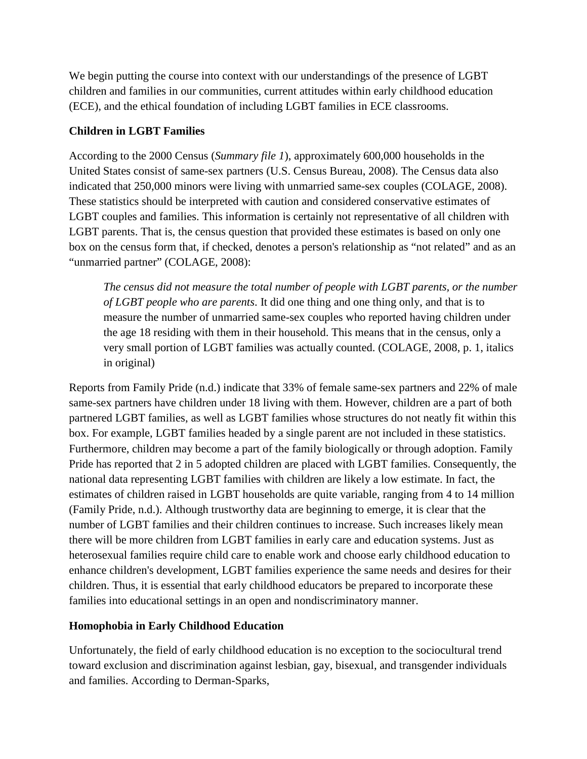We begin putting the course into context with our understandings of the presence of LGBT children and families in our communities, current attitudes within early childhood education (ECE), and the ethical foundation of including LGBT families in ECE classrooms.

**Children in LGBT Families**

According to the 2000 Census (*Summary file 1*), approximately 600,000 households in the United States consist of same-sex partners (U.S. Census Bureau, 2008). The Census data also indicated that 250,000 minors were living with unmarried same-sex couples (COLAGE, 2008). These statistics should be interpreted with caution and considered conservative estimates of LGBT couples and families. This information is certainly not representative of all children with LGBT parents. That is, the census question that provided these estimates is based on only one box on the census form that, if checked, denotes a person's relationship as "not related" and as an "unmarried partner" (COLAGE, 2008):

> *The census did not measure the total number of people with LGBT parents, or the number of LGBT people who are parents*. It did one thing and one thing only, and that is to measure the number of unmarried same-sex couples who reported having children under the age 18 residing with them in their household. This means that in the census, only a very small portion of LGBT families was actually counted. (COLAGE, 2008, p. 1, italics in original)

Reports from Family Pride (n.d.) indicate that 33% of female same-sex partners and 22% of male same-sex partners have children under 18 living with them. However, children are a part of both partnered LGBT families, as well as LGBT families whose structures do not neatly fit within this box. For example, LGBT families headed by a single parent are not included in these statistics. Furthermore, children may become a part of the family biologically or through adoption. Family Pride has reported that 2 in 5 adopted children are placed with LGBT families. Consequently, the national data representing LGBT families with children are likely a low estimate. In fact, the estimates of children raised in LGBT households are quite variable, ranging from 4 to 14 million (Family Pride, n.d.). Although trustworthy data are beginning to emerge, it is clear that the number of LGBT families and their children continues to increase. Such increases likely mean there will be more children from LGBT families in early care and education systems. Just as heterosexual families require child care to enable work and choose early childhood education to enhance children's development, LGBT families experience the same needs and desires for their children. Thus, it is essential that early childhood educators be prepared to incorporate these families into educational settings in an open and nondiscriminatory manner.

**Homophobia in Early Childhood Education**

Unfortunately, the field of early childhood education is no exception to the sociocultural trend toward exclusion and discrimination against lesbian, gay, bisexual, and transgender individuals and families. According to Derman-Sparks,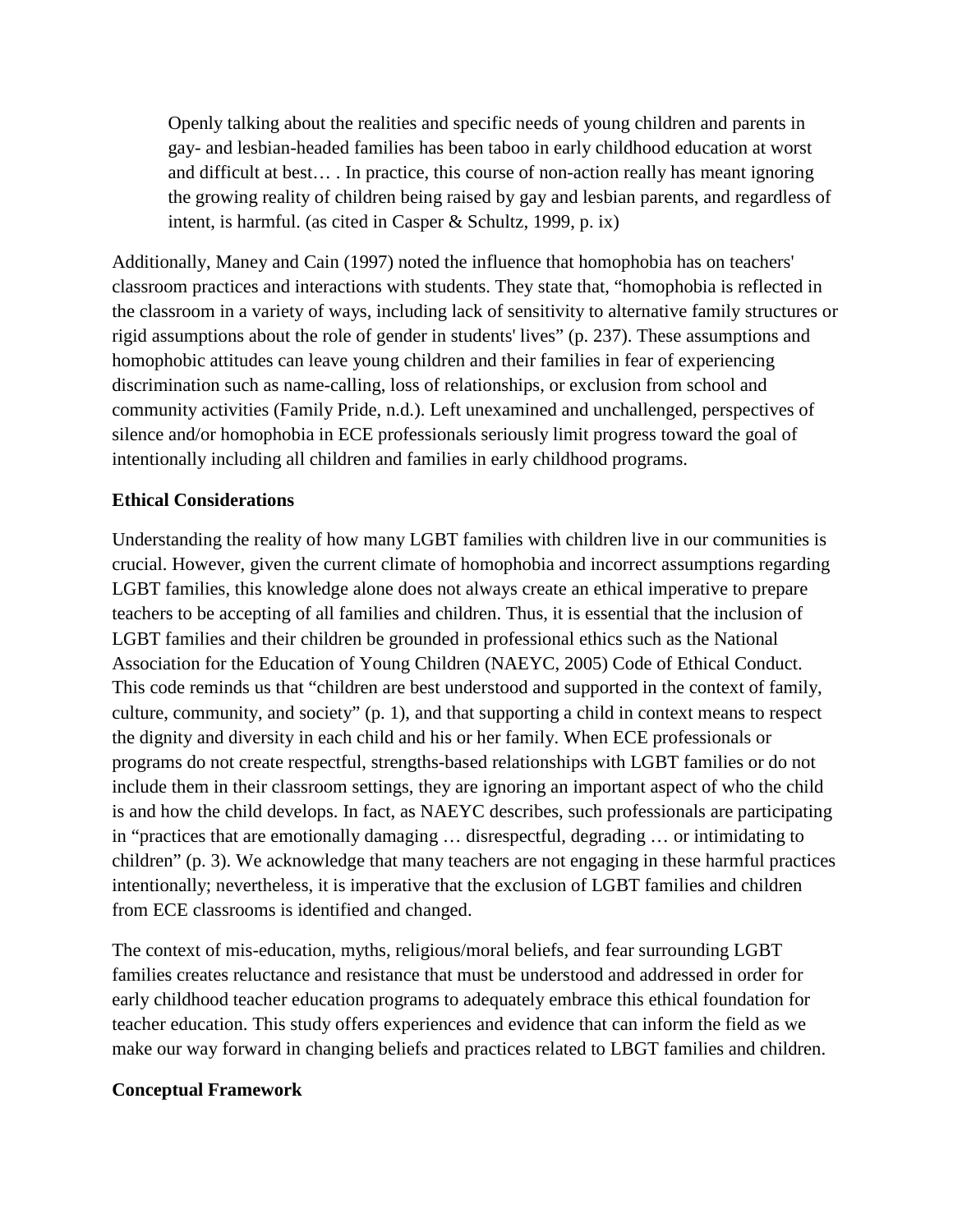> Openly talking about the realities and specific needs of young children and parents in gay- and lesbian-headed families has been taboo in early childhood education at worst and difficult at best… . In practice, this course of non-action really has meant ignoring the growing reality of children being raised by gay and lesbian parents, and regardless of intent, is harmful. (as cited in Casper & Schultz, 1999, p. ix)

Additionally, Maney and Cain (1997) noted the influence that homophobia has on teachers' classroom practices and interactions with students. They state that, "homophobia is reflected in the classroom in a variety of ways, including lack of sensitivity to alternative family structures or rigid assumptions about the role of gender in students' lives" (p. 237). These assumptions and homophobic attitudes can leave young children and their families in fear of experiencing discrimination such as name-calling, loss of relationships, or exclusion from school and community activities (Family Pride, n.d.). Left unexamined and unchallenged, perspectives of silence and/or homophobia in ECE professionals seriously limit progress toward the goal of intentionally including all children and families in early childhood programs.

**Ethical Considerations**

Understanding the reality of how many LGBT families with children live in our communities is crucial. However, given the current climate of homophobia and incorrect assumptions regarding LGBT families, this knowledge alone does not always create an ethical imperative to prepare teachers to be accepting of all families and children. Thus, it is essential that the inclusion of LGBT families and their children be grounded in professional ethics such as the National Association for the Education of Young Children (NAEYC, 2005) Code of Ethical Conduct. This code reminds us that "children are best understood and supported in the context of family, culture, community, and society" (p. 1), and that supporting a child in context means to respect the dignity and diversity in each child and his or her family. When ECE professionals or programs do not create respectful, strengths-based relationships with LGBT families or do not include them in their classroom settings, they are ignoring an important aspect of who the child is and how the child develops. In fact, as NAEYC describes, such professionals are participating in "practices that are emotionally damaging … disrespectful, degrading … or intimidating to children" (p. 3). We acknowledge that many teachers are not engaging in these harmful practices intentionally; nevertheless, it is imperative that the exclusion of LGBT families and children from ECE classrooms is identified and changed.

The context of mis-education, myths, religious/moral beliefs, and fear surrounding LGBT families creates reluctance and resistance that must be understood and addressed in order for early childhood teacher education programs to adequately embrace this ethical foundation for teacher education. This study offers experiences and evidence that can inform the field as we make our way forward in changing beliefs and practices related to LBGT families and children.

**Conceptual Framework**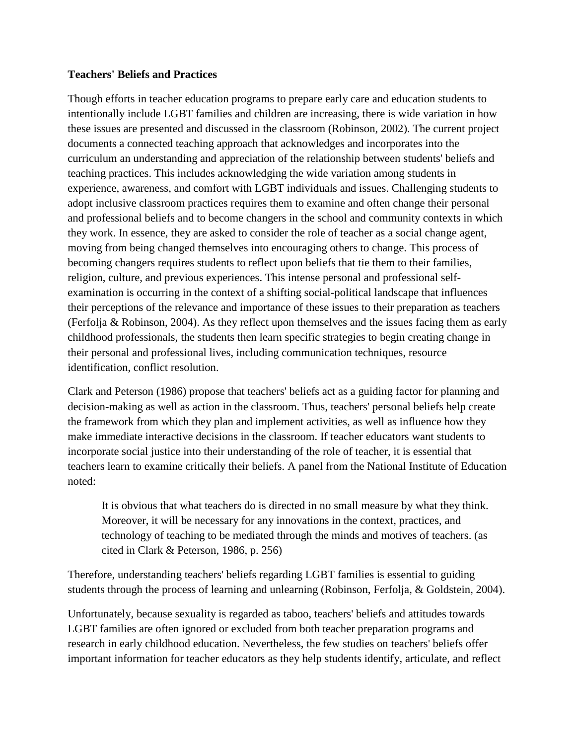**Teachers' Beliefs and Practices**

Though efforts in teacher education programs to prepare early care and education students to intentionally include LGBT families and children are increasing, there is wide variation in how these issues are presented and discussed in the classroom (Robinson, 2002). The current project documents a connected teaching approach that acknowledges and incorporates into the curriculum an understanding and appreciation of the relationship between students' beliefs and teaching practices. This includes acknowledging the wide variation among students in experience, awareness, and comfort with LGBT individuals and issues. Challenging students to adopt inclusive classroom practices requires them to examine and often change their personal and professional beliefs and to become changers in the school and community contexts in which they work. In essence, they are asked to consider the role of teacher as a social change agent, moving from being changed themselves into encouraging others to change. This process of becoming changers requires students to reflect upon beliefs that tie them to their families, religion, culture, and previous experiences. This intense personal and professional self-examination is occurring in the context of a shifting social-political landscape that influences their perceptions of the relevance and importance of these issues to their preparation as teachers (Ferfolja & Robinson, 2004). As they reflect upon themselves and the issues facing them as early childhood professionals, the students then learn specific strategies to begin creating change in their personal and professional lives, including communication techniques, resource identification, conflict resolution.

Clark and Peterson (1986) propose that teachers' beliefs act as a guiding factor for planning and decision-making as well as action in the classroom. Thus, teachers' personal beliefs help create the framework from which they plan and implement activities, as well as influence how they make immediate interactive decisions in the classroom. If teacher educators want students to incorporate social justice into their understanding of the role of teacher, it is essential that teachers learn to examine critically their beliefs. A panel from the National Institute of Education noted:

> It is obvious that what teachers do is directed in no small measure by what they think. Moreover, it will be necessary for any innovations in the context, practices, and technology of teaching to be mediated through the minds and motives of teachers. (as cited in Clark & Peterson, 1986, p. 256)

Therefore, understanding teachers' beliefs regarding LGBT families is essential to guiding students through the process of learning and unlearning (Robinson, Ferfolja, & Goldstein, 2004).

Unfortunately, because sexuality is regarded as taboo, teachers' beliefs and attitudes towards LGBT families are often ignored or excluded from both teacher preparation programs and research in early childhood education. Nevertheless, the few studies on teachers' beliefs offer important information for teacher educators as they help students identify, articulate, and reflect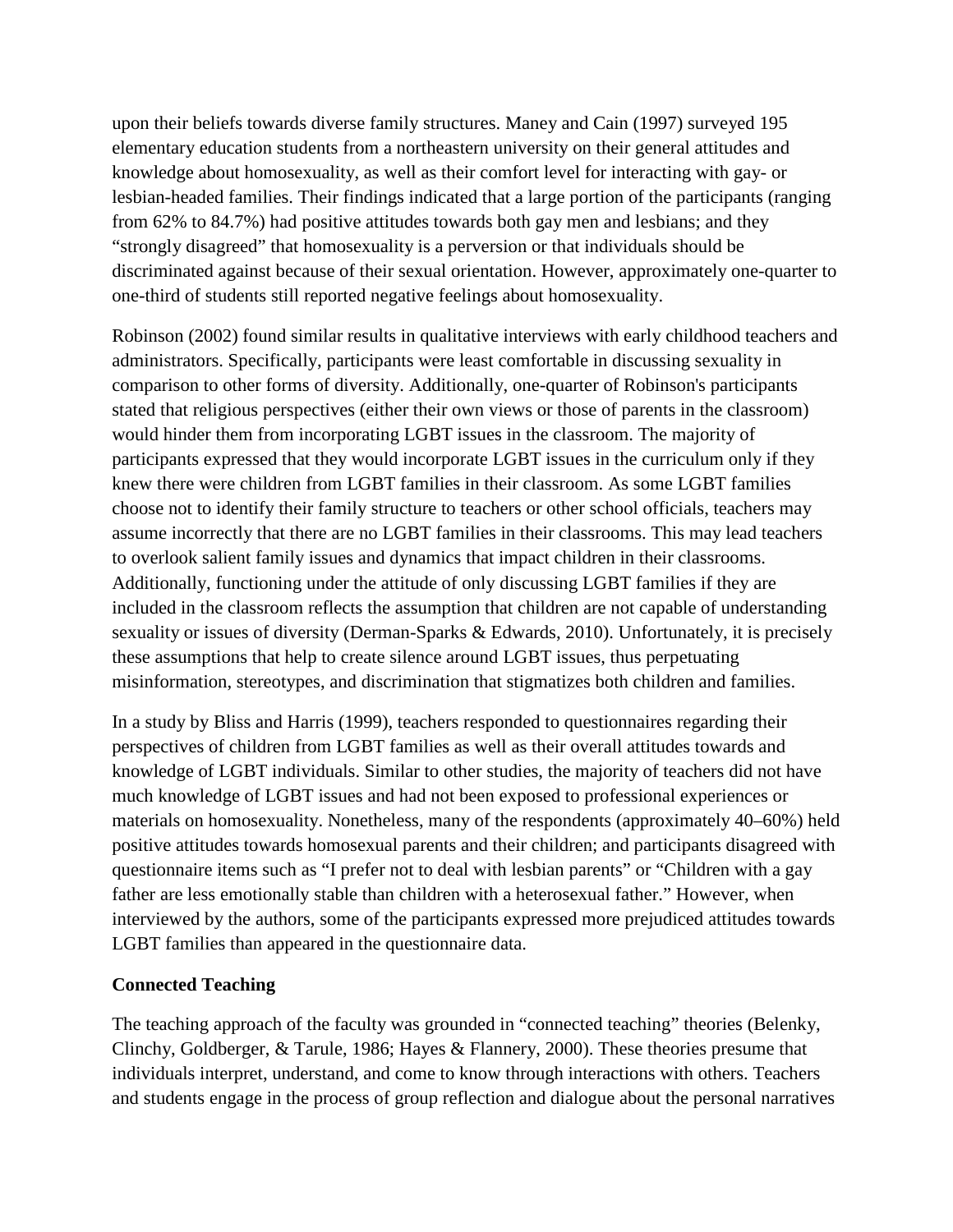upon their beliefs towards diverse family structures. Maney and Cain (1997) surveyed 195 elementary education students from a northeastern university on their general attitudes and knowledge about homosexuality, as well as their comfort level for interacting with gay- or lesbian-headed families. Their findings indicated that a large portion of the participants (ranging from 62% to 84.7%) had positive attitudes towards both gay men and lesbians; and they "strongly disagreed" that homosexuality is a perversion or that individuals should be discriminated against because of their sexual orientation. However, approximately one-quarter to one-third of students still reported negative feelings about homosexuality.

Robinson (2002) found similar results in qualitative interviews with early childhood teachers and administrators. Specifically, participants were least comfortable in discussing sexuality in comparison to other forms of diversity. Additionally, one-quarter of Robinson's participants stated that religious perspectives (either their own views or those of parents in the classroom) would hinder them from incorporating LGBT issues in the classroom. The majority of participants expressed that they would incorporate LGBT issues in the curriculum only if they knew there were children from LGBT families in their classroom. As some LGBT families choose not to identify their family structure to teachers or other school officials, teachers may assume incorrectly that there are no LGBT families in their classrooms. This may lead teachers to overlook salient family issues and dynamics that impact children in their classrooms. Additionally, functioning under the attitude of only discussing LGBT families if they are included in the classroom reflects the assumption that children are not capable of understanding sexuality or issues of diversity (Derman-Sparks & Edwards, 2010). Unfortunately, it is precisely these assumptions that help to create silence around LGBT issues, thus perpetuating misinformation, stereotypes, and discrimination that stigmatizes both children and families.

In a study by Bliss and Harris (1999), teachers responded to questionnaires regarding their perspectives of children from LGBT families as well as their overall attitudes towards and knowledge of LGBT individuals. Similar to other studies, the majority of teachers did not have much knowledge of LGBT issues and had not been exposed to professional experiences or materials on homosexuality. Nonetheless, many of the respondents (approximately 40–60%) held positive attitudes towards homosexual parents and their children; and participants disagreed with questionnaire items such as "I prefer not to deal with lesbian parents" or "Children with a gay father are less emotionally stable than children with a heterosexual father." However, when interviewed by the authors, some of the participants expressed more prejudiced attitudes towards LGBT families than appeared in the questionnaire data.

**Connected Teaching**

The teaching approach of the faculty was grounded in "connected teaching" theories (Belenky, Clinchy, Goldberger, & Tarule, 1986; Hayes & Flannery, 2000). These theories presume that individuals interpret, understand, and come to know through interactions with others. Teachers and students engage in the process of group reflection and dialogue about the personal narratives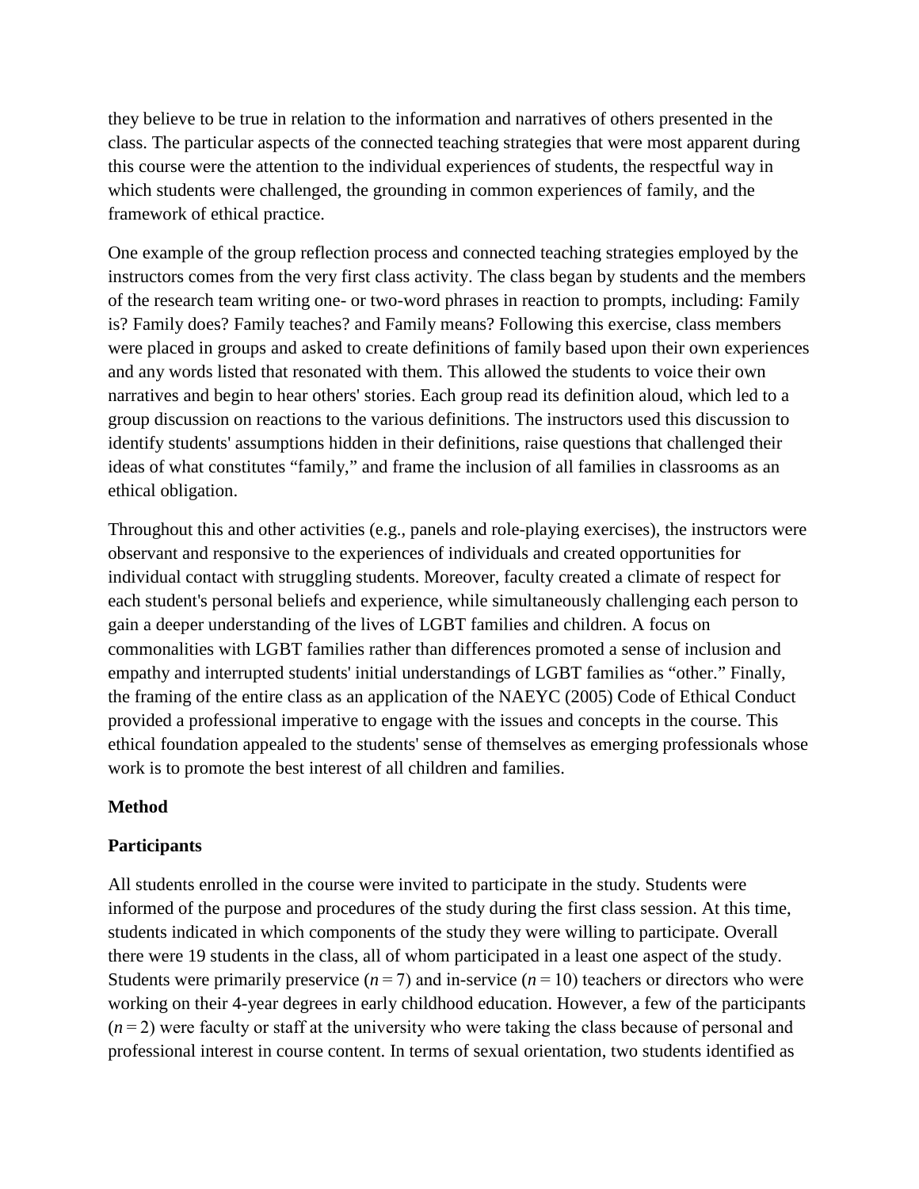they believe to be true in relation to the information and narratives of others presented in the class. The particular aspects of the connected teaching strategies that were most apparent during this course were the attention to the individual experiences of students, the respectful way in which students were challenged, the grounding in common experiences of family, and the framework of ethical practice.

One example of the group reflection process and connected teaching strategies employed by the instructors comes from the very first class activity. The class began by students and the members of the research team writing one- or two-word phrases in reaction to prompts, including: Family is? Family does? Family teaches? and Family means? Following this exercise, class members were placed in groups and asked to create definitions of family based upon their own experiences and any words listed that resonated with them. This allowed the students to voice their own narratives and begin to hear others' stories. Each group read its definition aloud, which led to a group discussion on reactions to the various definitions. The instructors used this discussion to identify students' assumptions hidden in their definitions, raise questions that challenged their ideas of what constitutes “family,” and frame the inclusion of all families in classrooms as an ethical obligation.

Throughout this and other activities (e.g., panels and role-playing exercises), the instructors were observant and responsive to the experiences of individuals and created opportunities for individual contact with struggling students. Moreover, faculty created a climate of respect for each student's personal beliefs and experience, while simultaneously challenging each person to gain a deeper understanding of the lives of LGBT families and children. A focus on commonalities with LGBT families rather than differences promoted a sense of inclusion and empathy and interrupted students' initial understandings of LGBT families as “other.” Finally, the framing of the entire class as an application of the NAEYC (2005) Code of Ethical Conduct provided a professional imperative to engage with the issues and concepts in the course. This ethical foundation appealed to the students' sense of themselves as emerging professionals whose work is to promote the best interest of all children and families.

## Method

### Participants

All students enrolled in the course were invited to participate in the study. Students were informed of the purpose and procedures of the study during the first class session. At this time, students indicated in which components of the study they were willing to participate. Overall there were 19 students in the class, all of whom participated in a least one aspect of the study. Students were primarily preservice ($n = 7$) and in-service ($n = 10$) teachers or directors who were working on their 4-year degrees in early childhood education. However, a few of the participants ($n = 2$) were faculty or staff at the university who were taking the class because of personal and professional interest in course content. In terms of sexual orientation, two students identified as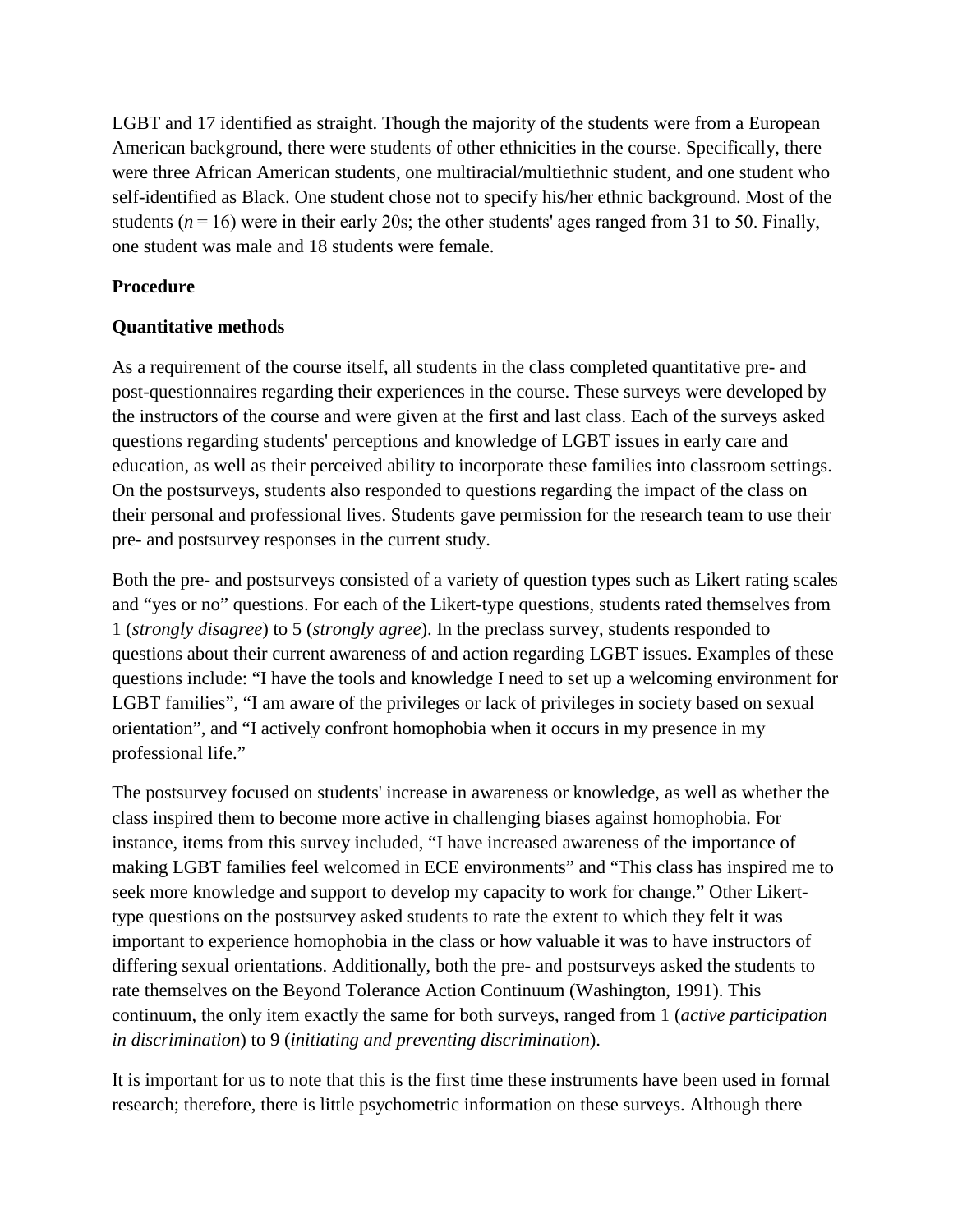LGBT and 17 identified as straight. Though the majority of the students were from a European American background, there were students of other ethnicities in the course. Specifically, there were three African American students, one multiracial/multiethnic student, and one student who self-identified as Black. One student chose not to specify his/her ethnic background. Most of the students ($n = 16$) were in their early 20s; the other students' ages ranged from 31 to 50. Finally, one student was male and 18 students were female.

**Procedure**

**Quantitative methods**

As a requirement of the course itself, all students in the class completed quantitative pre- and post-questionnaires regarding their experiences in the course. These surveys were developed by the instructors of the course and were given at the first and last class. Each of the surveys asked questions regarding students' perceptions and knowledge of LGBT issues in early care and education, as well as their perceived ability to incorporate these families into classroom settings. On the postsurveys, students also responded to questions regarding the impact of the class on their personal and professional lives. Students gave permission for the research team to use their pre- and postsurvey responses in the current study.

Both the pre- and postsurveys consisted of a variety of question types such as Likert rating scales and "yes or no" questions. For each of the Likert-type questions, students rated themselves from 1 (*strongly disagree*) to 5 (*strongly agree*). In the preclass survey, students responded to questions about their current awareness of and action regarding LGBT issues. Examples of these questions include: "I have the tools and knowledge I need to set up a welcoming environment for LGBT families", "I am aware of the privileges or lack of privileges in society based on sexual orientation", and "I actively confront homophobia when it occurs in my presence in my professional life."

The postsurvey focused on students' increase in awareness or knowledge, as well as whether the class inspired them to become more active in challenging biases against homophobia. For instance, items from this survey included, "I have increased awareness of the importance of making LGBT families feel welcomed in ECE environments" and "This class has inspired me to seek more knowledge and support to develop my capacity to work for change." Other Likert-type questions on the postsurvey asked students to rate the extent to which they felt it was important to experience homophobia in the class or how valuable it was to have instructors of differing sexual orientations. Additionally, both the pre- and postsurveys asked the students to rate themselves on the Beyond Tolerance Action Continuum (Washington, 1991). This continuum, the only item exactly the same for both surveys, ranged from 1 (*active participation in discrimination*) to 9 (*initiating and preventing discrimination*).

It is important for us to note that this is the first time these instruments have been used in formal research; therefore, there is little psychometric information on these surveys. Although there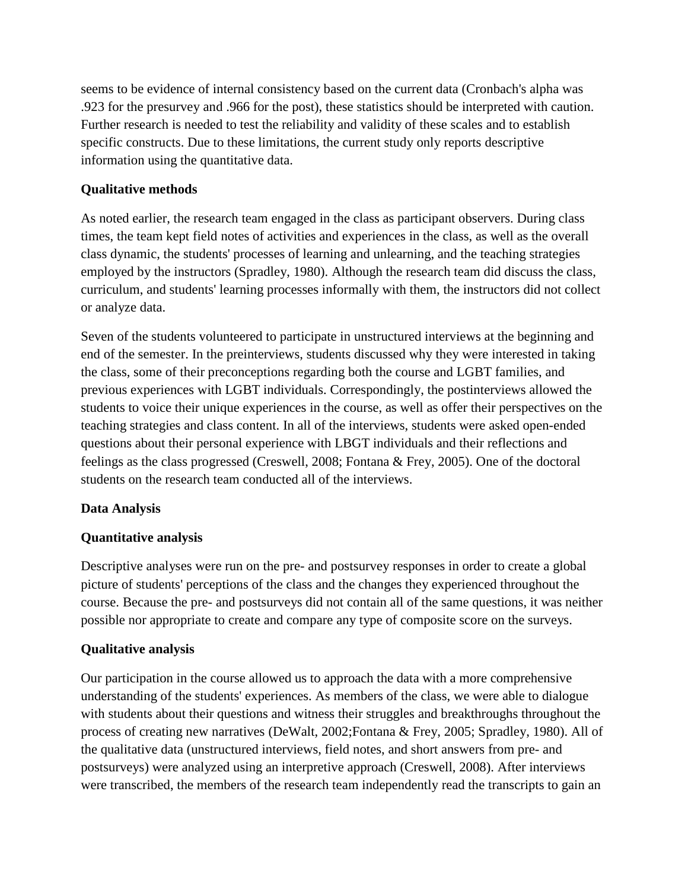seems to be evidence of internal consistency based on the current data (Cronbach's alpha was .923 for the presurvey and .966 for the post), these statistics should be interpreted with caution. Further research is needed to test the reliability and validity of these scales and to establish specific constructs. Due to these limitations, the current study only reports descriptive information using the quantitative data.

**Qualitative methods**

As noted earlier, the research team engaged in the class as participant observers. During class times, the team kept field notes of activities and experiences in the class, as well as the overall class dynamic, the students' processes of learning and unlearning, and the teaching strategies employed by the instructors (Spradley, 1980). Although the research team did discuss the class, curriculum, and students' learning processes informally with them, the instructors did not collect or analyze data.

Seven of the students volunteered to participate in unstructured interviews at the beginning and end of the semester. In the preinterviews, students discussed why they were interested in taking the class, some of their preconceptions regarding both the course and LGBT families, and previous experiences with LGBT individuals. Correspondingly, the postinterviews allowed the students to voice their unique experiences in the course, as well as offer their perspectives on the teaching strategies and class content. In all of the interviews, students were asked open-ended questions about their personal experience with LBGT individuals and their reflections and feelings as the class progressed (Creswell, 2008; Fontana & Frey, 2005). One of the doctoral students on the research team conducted all of the interviews.

**Data Analysis**

**Quantitative analysis**

Descriptive analyses were run on the pre- and postsurvey responses in order to create a global picture of students' perceptions of the class and the changes they experienced throughout the course. Because the pre- and postsurveys did not contain all of the same questions, it was neither possible nor appropriate to create and compare any type of composite score on the surveys.

**Qualitative analysis**

Our participation in the course allowed us to approach the data with a more comprehensive understanding of the students' experiences. As members of the class, we were able to dialogue with students about their questions and witness their struggles and breakthroughs throughout the process of creating new narratives (DeWalt, 2002;Fontana & Frey, 2005; Spradley, 1980). All of the qualitative data (unstructured interviews, field notes, and short answers from pre- and postsurveys) were analyzed using an interpretive approach (Creswell, 2008). After interviews were transcribed, the members of the research team independently read the transcripts to gain an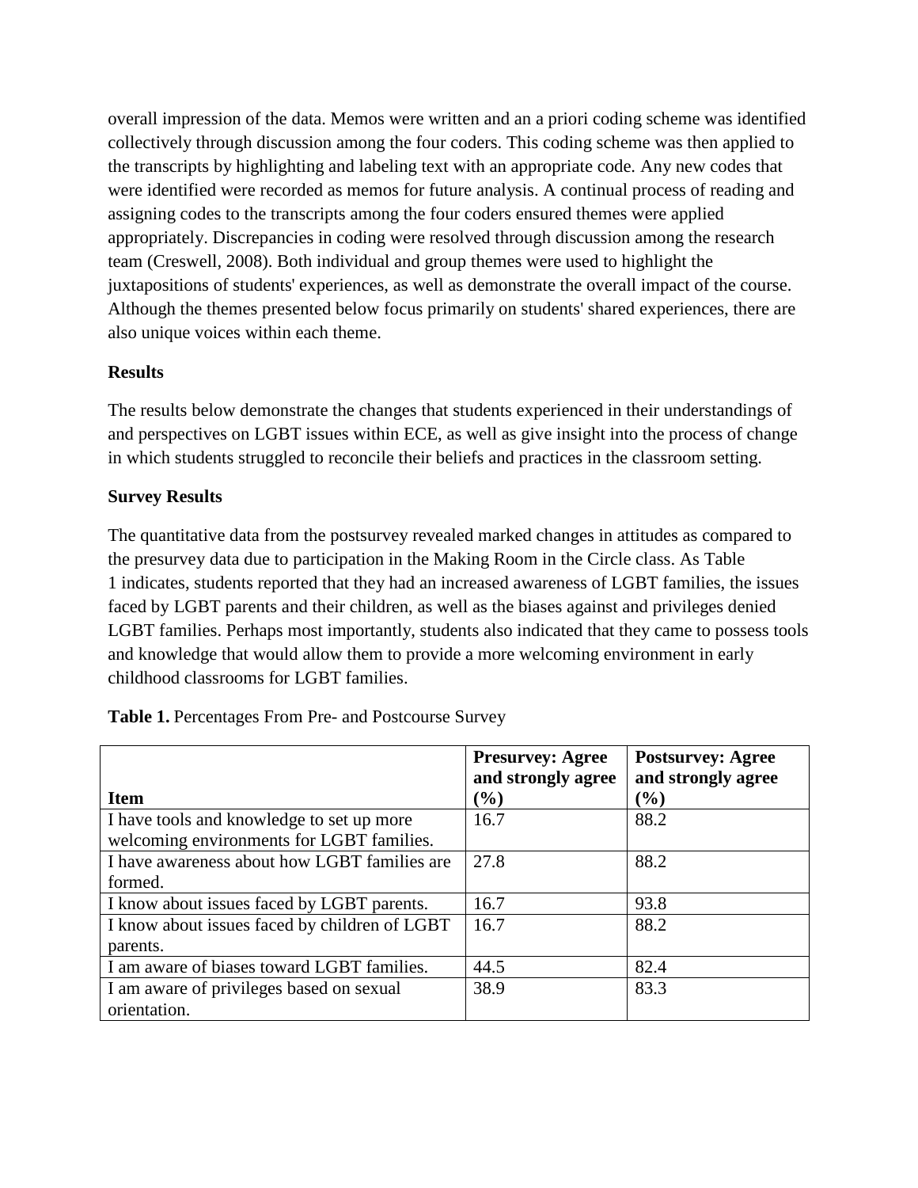overall impression of the data. Memos were written and an a priori coding scheme was identified collectively through discussion among the four coders. This coding scheme was then applied to the transcripts by highlighting and labeling text with an appropriate code. Any new codes that were identified were recorded as memos for future analysis. A continual process of reading and assigning codes to the transcripts among the four coders ensured themes were applied appropriately. Discrepancies in coding were resolved through discussion among the research team (Creswell, 2008). Both individual and group themes were used to highlight the juxtapositions of students' experiences, as well as demonstrate the overall impact of the course. Although the themes presented below focus primarily on students' shared experiences, there are also unique voices within each theme.

## Results

The results below demonstrate the changes that students experienced in their understandings of and perspectives on LGBT issues within ECE, as well as give insight into the process of change in which students struggled to reconcile their beliefs and practices in the classroom setting.

### Survey Results

The quantitative data from the postsurvey revealed marked changes in attitudes as compared to the presurvey data due to participation in the Making Room in the Circle class. As Table 1 indicates, students reported that they had an increased awareness of LGBT families, the issues faced by LGBT parents and their children, as well as the biases against and privileges denied LGBT families. Perhaps most importantly, students also indicated that they came to possess tools and knowledge that would allow them to provide a more welcoming environment in early childhood classrooms for LGBT families.

**Table 1.** Percentages From Pre- and Postcourse Survey

| Item | Presurvey: Agree and strongly agree (%) | Postsurvey: Agree and strongly agree (%) |
|---|---|---|
| I have tools and knowledge to set up more welcoming environments for LGBT families. | 16.7 | 88.2 |
| I have awareness about how LGBT families are formed. | 27.8 | 88.2 |
| I know about issues faced by LGBT parents. | 16.7 | 93.8 |
| I know about issues faced by children of LGBT parents. | 16.7 | 88.2 |
| I am aware of biases toward LGBT families. | 44.5 | 82.4 |
| I am aware of privileges based on sexual orientation. | 38.9 | 83.3 |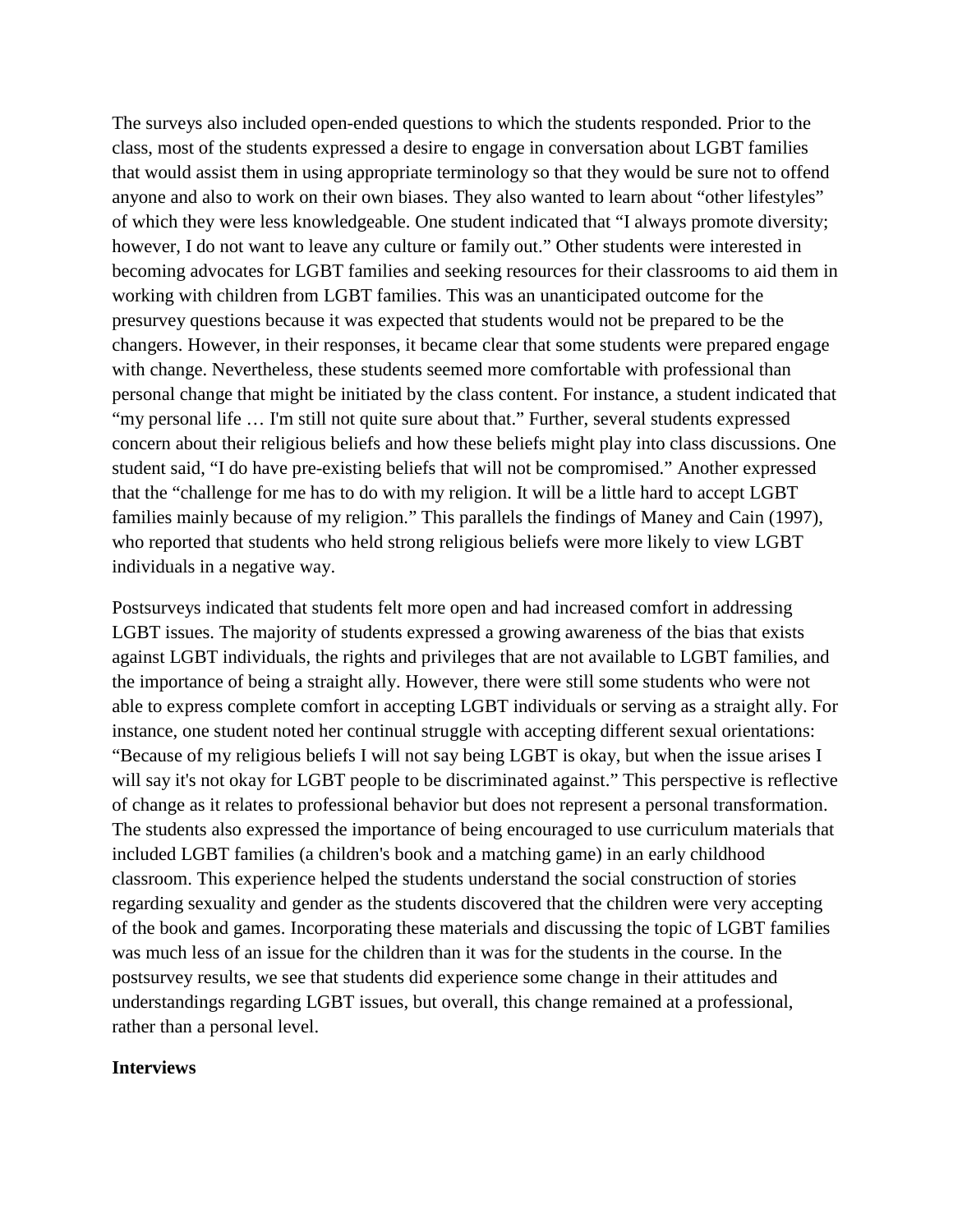The surveys also included open-ended questions to which the students responded. Prior to the class, most of the students expressed a desire to engage in conversation about LGBT families that would assist them in using appropriate terminology so that they would be sure not to offend anyone and also to work on their own biases. They also wanted to learn about "other lifestyles" of which they were less knowledgeable. One student indicated that "I always promote diversity; however, I do not want to leave any culture or family out." Other students were interested in becoming advocates for LGBT families and seeking resources for their classrooms to aid them in working with children from LGBT families. This was an unanticipated outcome for the presurvey questions because it was expected that students would not be prepared to be the changers. However, in their responses, it became clear that some students were prepared engage with change. Nevertheless, these students seemed more comfortable with professional than personal change that might be initiated by the class content. For instance, a student indicated that "my personal life … I'm still not quite sure about that." Further, several students expressed concern about their religious beliefs and how these beliefs might play into class discussions. One student said, "I do have pre-existing beliefs that will not be compromised." Another expressed that the "challenge for me has to do with my religion. It will be a little hard to accept LGBT families mainly because of my religion." This parallels the findings of Maney and Cain (1997), who reported that students who held strong religious beliefs were more likely to view LGBT individuals in a negative way.

Postsurveys indicated that students felt more open and had increased comfort in addressing LGBT issues. The majority of students expressed a growing awareness of the bias that exists against LGBT individuals, the rights and privileges that are not available to LGBT families, and the importance of being a straight ally. However, there were still some students who were not able to express complete comfort in accepting LGBT individuals or serving as a straight ally. For instance, one student noted her continual struggle with accepting different sexual orientations: "Because of my religious beliefs I will not say being LGBT is okay, but when the issue arises I will say it's not okay for LGBT people to be discriminated against." This perspective is reflective of change as it relates to professional behavior but does not represent a personal transformation. The students also expressed the importance of being encouraged to use curriculum materials that included LGBT families (a children's book and a matching game) in an early childhood classroom. This experience helped the students understand the social construction of stories regarding sexuality and gender as the students discovered that the children were very accepting of the book and games. Incorporating these materials and discussing the topic of LGBT families was much less of an issue for the children than it was for the students in the course. In the postsurvey results, we see that students did experience some change in their attitudes and understandings regarding LGBT issues, but overall, this change remained at a professional, rather than a personal level.

**Interviews**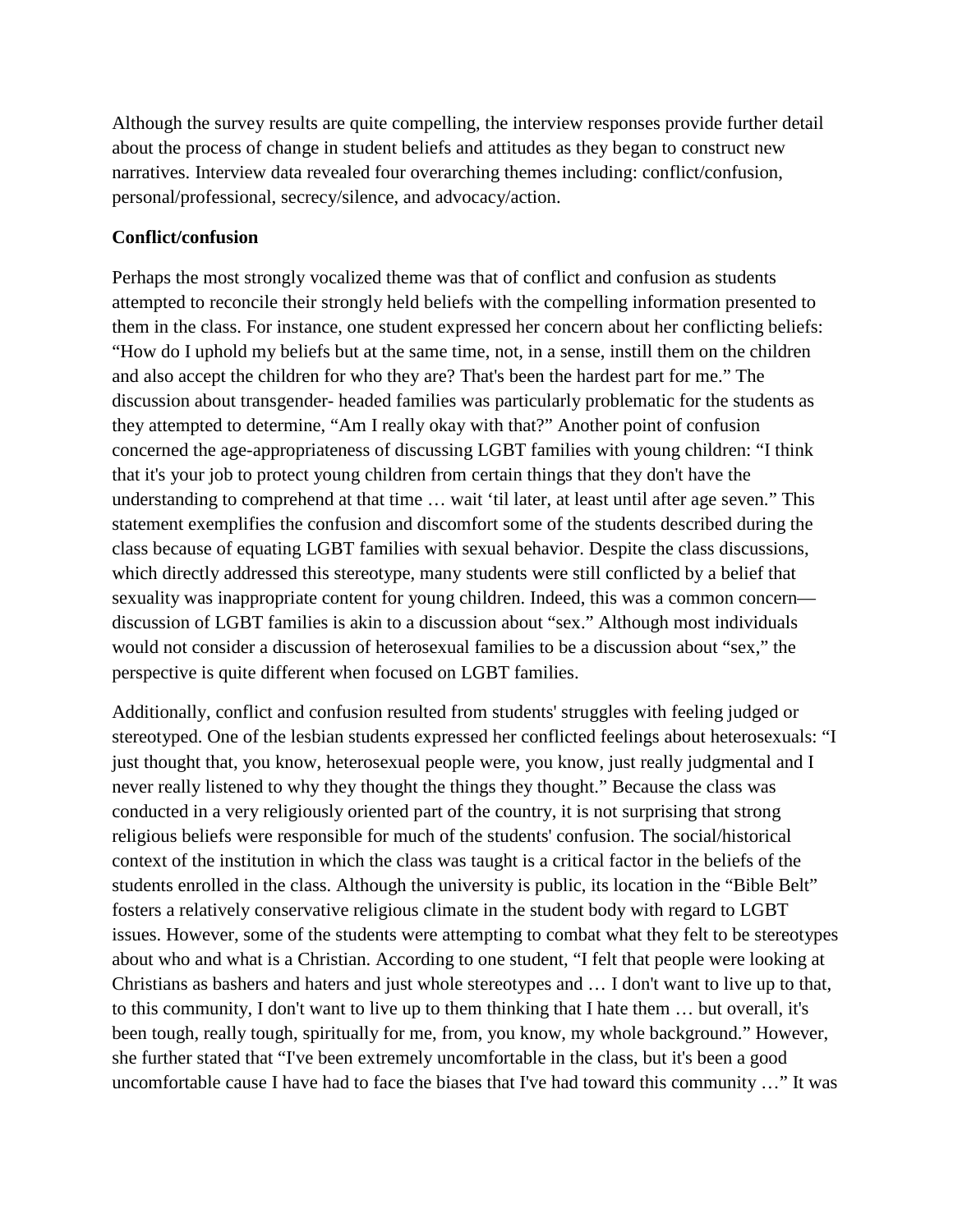Although the survey results are quite compelling, the interview responses provide further detail about the process of change in student beliefs and attitudes as they began to construct new narratives. Interview data revealed four overarching themes including: conflict/confusion, personal/professional, secrecy/silence, and advocacy/action.

**Conflict/confusion**

Perhaps the most strongly vocalized theme was that of conflict and confusion as students attempted to reconcile their strongly held beliefs with the compelling information presented to them in the class. For instance, one student expressed her concern about her conflicting beliefs: "How do I uphold my beliefs but at the same time, not, in a sense, instill them on the children and also accept the children for who they are? That's been the hardest part for me." The discussion about transgender- headed families was particularly problematic for the students as they attempted to determine, "Am I really okay with that?" Another point of confusion concerned the age-appropriateness of discussing LGBT families with young children: "I think that it's your job to protect young children from certain things that they don't have the understanding to comprehend at that time … wait 'til later, at least until after age seven." This statement exemplifies the confusion and discomfort some of the students described during the class because of equating LGBT families with sexual behavior. Despite the class discussions, which directly addressed this stereotype, many students were still conflicted by a belief that sexuality was inappropriate content for young children. Indeed, this was a common concern—discussion of LGBT families is akin to a discussion about "sex." Although most individuals would not consider a discussion of heterosexual families to be a discussion about "sex," the perspective is quite different when focused on LGBT families.

Additionally, conflict and confusion resulted from students' struggles with feeling judged or stereotyped. One of the lesbian students expressed her conflicted feelings about heterosexuals: "I just thought that, you know, heterosexual people were, you know, just really judgmental and I never really listened to why they thought the things they thought." Because the class was conducted in a very religiously oriented part of the country, it is not surprising that strong religious beliefs were responsible for much of the students' confusion. The social/historical context of the institution in which the class was taught is a critical factor in the beliefs of the students enrolled in the class. Although the university is public, its location in the "Bible Belt" fosters a relatively conservative religious climate in the student body with regard to LGBT issues. However, some of the students were attempting to combat what they felt to be stereotypes about who and what is a Christian. According to one student, "I felt that people were looking at Christians as bashers and haters and just whole stereotypes and … I don't want to live up to that, to this community, I don't want to live up to them thinking that I hate them … but overall, it's been tough, really tough, spiritually for me, from, you know, my whole background." However, she further stated that "I've been extremely uncomfortable in the class, but it's been a good uncomfortable cause I have had to face the biases that I've had toward this community …" It was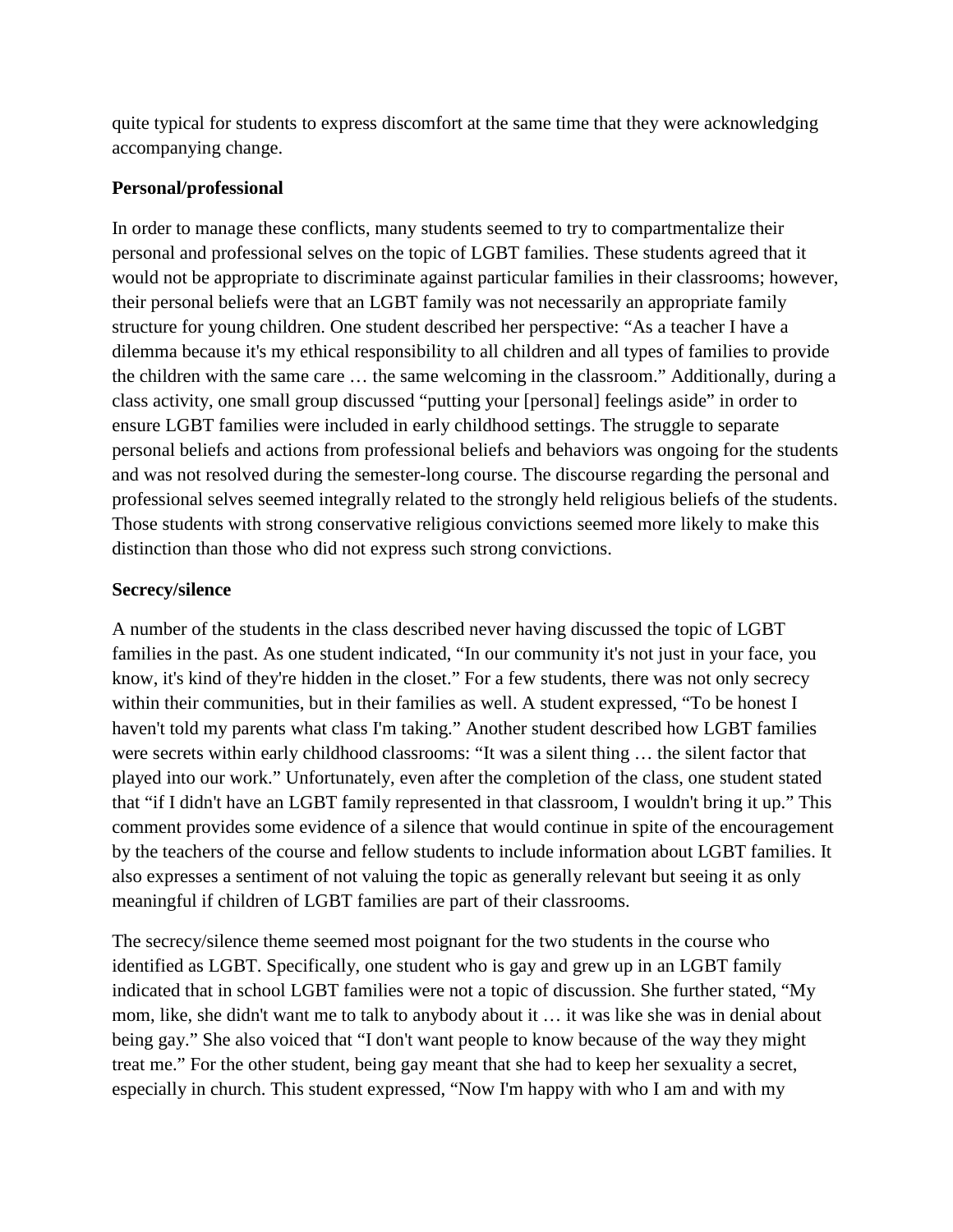quite typical for students to express discomfort at the same time that they were acknowledging accompanying change.

**Personal/professional**

In order to manage these conflicts, many students seemed to try to compartmentalize their personal and professional selves on the topic of LGBT families. These students agreed that it would not be appropriate to discriminate against particular families in their classrooms; however, their personal beliefs were that an LGBT family was not necessarily an appropriate family structure for young children. One student described her perspective: "As a teacher I have a dilemma because it's my ethical responsibility to all children and all types of families to provide the children with the same care … the same welcoming in the classroom." Additionally, during a class activity, one small group discussed "putting your [personal] feelings aside" in order to ensure LGBT families were included in early childhood settings. The struggle to separate personal beliefs and actions from professional beliefs and behaviors was ongoing for the students and was not resolved during the semester-long course. The discourse regarding the personal and professional selves seemed integrally related to the strongly held religious beliefs of the students. Those students with strong conservative religious convictions seemed more likely to make this distinction than those who did not express such strong convictions.

**Secrecy/silence**

A number of the students in the class described never having discussed the topic of LGBT families in the past. As one student indicated, "In our community it's not just in your face, you know, it's kind of they're hidden in the closet." For a few students, there was not only secrecy within their communities, but in their families as well. A student expressed, "To be honest I haven't told my parents what class I'm taking." Another student described how LGBT families were secrets within early childhood classrooms: "It was a silent thing … the silent factor that played into our work." Unfortunately, even after the completion of the class, one student stated that "if I didn't have an LGBT family represented in that classroom, I wouldn't bring it up." This comment provides some evidence of a silence that would continue in spite of the encouragement by the teachers of the course and fellow students to include information about LGBT families. It also expresses a sentiment of not valuing the topic as generally relevant but seeing it as only meaningful if children of LGBT families are part of their classrooms.

The secrecy/silence theme seemed most poignant for the two students in the course who identified as LGBT. Specifically, one student who is gay and grew up in an LGBT family indicated that in school LGBT families were not a topic of discussion. She further stated, "My mom, like, she didn't want me to talk to anybody about it … it was like she was in denial about being gay." She also voiced that "I don't want people to know because of the way they might treat me." For the other student, being gay meant that she had to keep her sexuality a secret, especially in church. This student expressed, "Now I'm happy with who I am and with my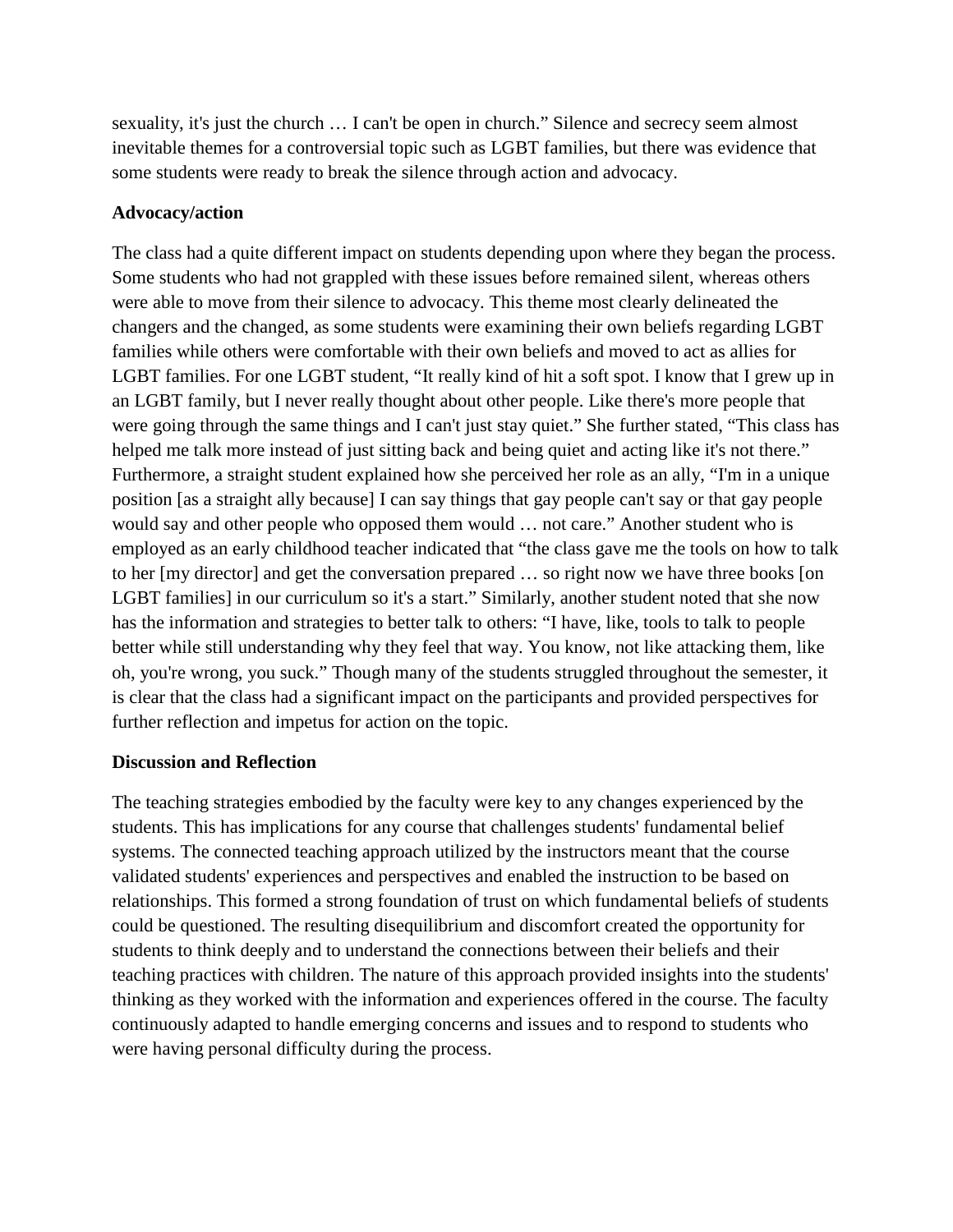sexuality, it's just the church … I can't be open in church." Silence and secrecy seem almost inevitable themes for a controversial topic such as LGBT families, but there was evidence that some students were ready to break the silence through action and advocacy.

**Advocacy/action**

The class had a quite different impact on students depending upon where they began the process. Some students who had not grappled with these issues before remained silent, whereas others were able to move from their silence to advocacy. This theme most clearly delineated the changers and the changed, as some students were examining their own beliefs regarding LGBT families while others were comfortable with their own beliefs and moved to act as allies for LGBT families. For one LGBT student, "It really kind of hit a soft spot. I know that I grew up in an LGBT family, but I never really thought about other people. Like there's more people that were going through the same things and I can't just stay quiet." She further stated, "This class has helped me talk more instead of just sitting back and being quiet and acting like it's not there." Furthermore, a straight student explained how she perceived her role as an ally, "I'm in a unique position [as a straight ally because] I can say things that gay people can't say or that gay people would say and other people who opposed them would … not care." Another student who is employed as an early childhood teacher indicated that "the class gave me the tools on how to talk to her [my director] and get the conversation prepared … so right now we have three books [on LGBT families] in our curriculum so it's a start." Similarly, another student noted that she now has the information and strategies to better talk to others: "I have, like, tools to talk to people better while still understanding why they feel that way. You know, not like attacking them, like oh, you're wrong, you suck." Though many of the students struggled throughout the semester, it is clear that the class had a significant impact on the participants and provided perspectives for further reflection and impetus for action on the topic.

**Discussion and Reflection**

The teaching strategies embodied by the faculty were key to any changes experienced by the students. This has implications for any course that challenges students' fundamental belief systems. The connected teaching approach utilized by the instructors meant that the course validated students' experiences and perspectives and enabled the instruction to be based on relationships. This formed a strong foundation of trust on which fundamental beliefs of students could be questioned. The resulting disequilibrium and discomfort created the opportunity for students to think deeply and to understand the connections between their beliefs and their teaching practices with children. The nature of this approach provided insights into the students' thinking as they worked with the information and experiences offered in the course. The faculty continuously adapted to handle emerging concerns and issues and to respond to students who were having personal difficulty during the process.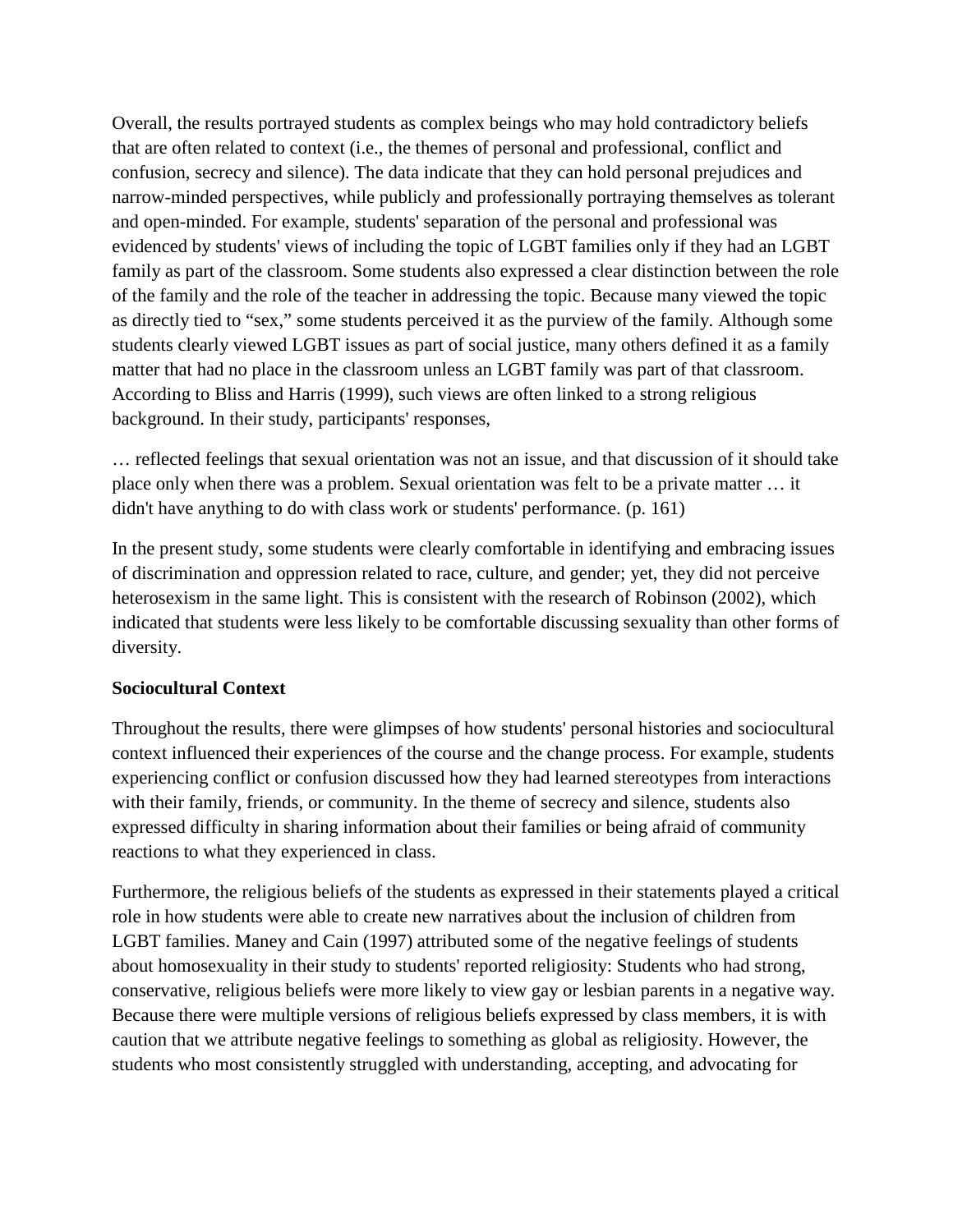Overall, the results portrayed students as complex beings who may hold contradictory beliefs that are often related to context (i.e., the themes of personal and professional, conflict and confusion, secrecy and silence). The data indicate that they can hold personal prejudices and narrow-minded perspectives, while publicly and professionally portraying themselves as tolerant and open-minded. For example, students' separation of the personal and professional was evidenced by students' views of including the topic of LGBT families only if they had an LGBT family as part of the classroom. Some students also expressed a clear distinction between the role of the family and the role of the teacher in addressing the topic. Because many viewed the topic as directly tied to "sex," some students perceived it as the purview of the family. Although some students clearly viewed LGBT issues as part of social justice, many others defined it as a family matter that had no place in the classroom unless an LGBT family was part of that classroom. According to Bliss and Harris (1999), such views are often linked to a strong religious background. In their study, participants' responses,

… reflected feelings that sexual orientation was not an issue, and that discussion of it should take place only when there was a problem. Sexual orientation was felt to be a private matter … it didn't have anything to do with class work or students' performance. (p. 161)

In the present study, some students were clearly comfortable in identifying and embracing issues of discrimination and oppression related to race, culture, and gender; yet, they did not perceive heterosexism in the same light. This is consistent with the research of Robinson (2002), which indicated that students were less likely to be comfortable discussing sexuality than other forms of diversity.

**Sociocultural Context**

Throughout the results, there were glimpses of how students' personal histories and sociocultural context influenced their experiences of the course and the change process. For example, students experiencing conflict or confusion discussed how they had learned stereotypes from interactions with their family, friends, or community. In the theme of secrecy and silence, students also expressed difficulty in sharing information about their families or being afraid of community reactions to what they experienced in class.

Furthermore, the religious beliefs of the students as expressed in their statements played a critical role in how students were able to create new narratives about the inclusion of children from LGBT families. Maney and Cain (1997) attributed some of the negative feelings of students about homosexuality in their study to students' reported religiosity: Students who had strong, conservative, religious beliefs were more likely to view gay or lesbian parents in a negative way. Because there were multiple versions of religious beliefs expressed by class members, it is with caution that we attribute negative feelings to something as global as religiosity. However, the students who most consistently struggled with understanding, accepting, and advocating for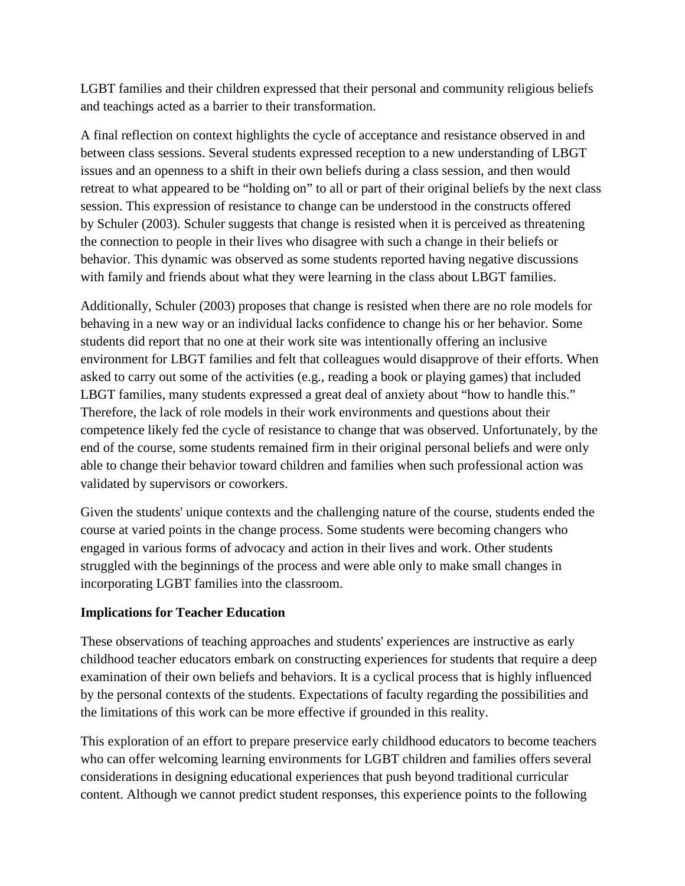LGBT families and their children expressed that their personal and community religious beliefs and teachings acted as a barrier to their transformation.

A final reflection on context highlights the cycle of acceptance and resistance observed in and between class sessions. Several students expressed reception to a new understanding of LBGT issues and an openness to a shift in their own beliefs during a class session, and then would retreat to what appeared to be "holding on" to all or part of their original beliefs by the next class session. This expression of resistance to change can be understood in the constructs offered by Schuler (2003). Schuler suggests that change is resisted when it is perceived as threatening the connection to people in their lives who disagree with such a change in their beliefs or behavior. This dynamic was observed as some students reported having negative discussions with family and friends about what they were learning in the class about LBGT families.

Additionally, Schuler (2003) proposes that change is resisted when there are no role models for behaving in a new way or an individual lacks confidence to change his or her behavior. Some students did report that no one at their work site was intentionally offering an inclusive environment for LBGT families and felt that colleagues would disapprove of their efforts. When asked to carry out some of the activities (e.g., reading a book or playing games) that included LBGT families, many students expressed a great deal of anxiety about "how to handle this." Therefore, the lack of role models in their work environments and questions about their competence likely fed the cycle of resistance to change that was observed. Unfortunately, by the end of the course, some students remained firm in their original personal beliefs and were only able to change their behavior toward children and families when such professional action was validated by supervisors or coworkers.

Given the students' unique contexts and the challenging nature of the course, students ended the course at varied points in the change process. Some students were becoming changers who engaged in various forms of advocacy and action in their lives and work. Other students struggled with the beginnings of the process and were able only to make small changes in incorporating LGBT families into the classroom.

**Implications for Teacher Education**

These observations of teaching approaches and students' experiences are instructive as early childhood teacher educators embark on constructing experiences for students that require a deep examination of their own beliefs and behaviors. It is a cyclical process that is highly influenced by the personal contexts of the students. Expectations of faculty regarding the possibilities and the limitations of this work can be more effective if grounded in this reality.

This exploration of an effort to prepare preservice early childhood educators to become teachers who can offer welcoming learning environments for LGBT children and families offers several considerations in designing educational experiences that push beyond traditional curricular content. Although we cannot predict student responses, this experience points to the following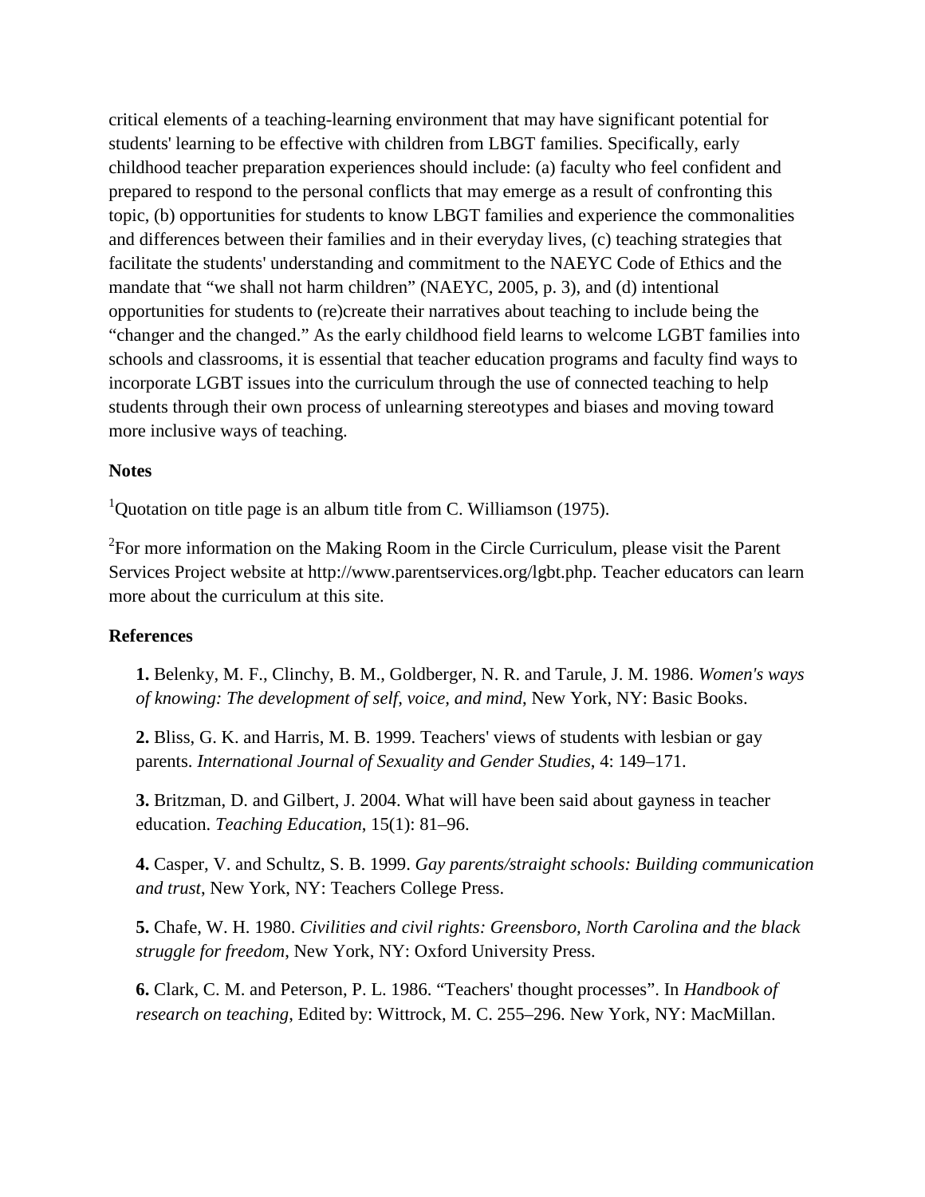critical elements of a teaching-learning environment that may have significant potential for students' learning to be effective with children from LBGT families. Specifically, early childhood teacher preparation experiences should include: (a) faculty who feel confident and prepared to respond to the personal conflicts that may emerge as a result of confronting this topic, (b) opportunities for students to know LBGT families and experience the commonalities and differences between their families and in their everyday lives, (c) teaching strategies that facilitate the students' understanding and commitment to the NAEYC Code of Ethics and the mandate that "we shall not harm children" (NAEYC, 2005, p. 3), and (d) intentional opportunities for students to (re)create their narratives about teaching to include being the "changer and the changed." As the early childhood field learns to welcome LGBT families into schools and classrooms, it is essential that teacher education programs and faculty find ways to incorporate LGBT issues into the curriculum through the use of connected teaching to help students through their own process of unlearning stereotypes and biases and moving toward more inclusive ways of teaching.

**Notes**

[1]Quotation on title page is an album title from C. Williamson (1975).

[2]For more information on the Making Room in the Circle Curriculum, please visit the Parent Services Project website at http://www.parentservices.org/lgbt.php. Teacher educators can learn more about the curriculum at this site.

**References**

**1.** Belenky, M. F., Clinchy, B. M., Goldberger, N. R. and Tarule, J. M. 1986. *Women's ways of knowing: The development of self, voice, and mind*, New York, NY: Basic Books.

**2.** Bliss, G. K. and Harris, M. B. 1999. Teachers' views of students with lesbian or gay parents. *International Journal of Sexuality and Gender Studies*, 4: 149–171.

**3.** Britzman, D. and Gilbert, J. 2004. What will have been said about gayness in teacher education. *Teaching Education*, 15(1): 81–96.

**4.** Casper, V. and Schultz, S. B. 1999. *Gay parents/straight schools: Building communication and trust*, New York, NY: Teachers College Press.

**5.** Chafe, W. H. 1980. *Civilities and civil rights: Greensboro, North Carolina and the black struggle for freedom*, New York, NY: Oxford University Press.

**6.** Clark, C. M. and Peterson, P. L. 1986. "Teachers' thought processes". In *Handbook of research on teaching*, Edited by: Wittrock, M. C. 255–296. New York, NY: MacMillan.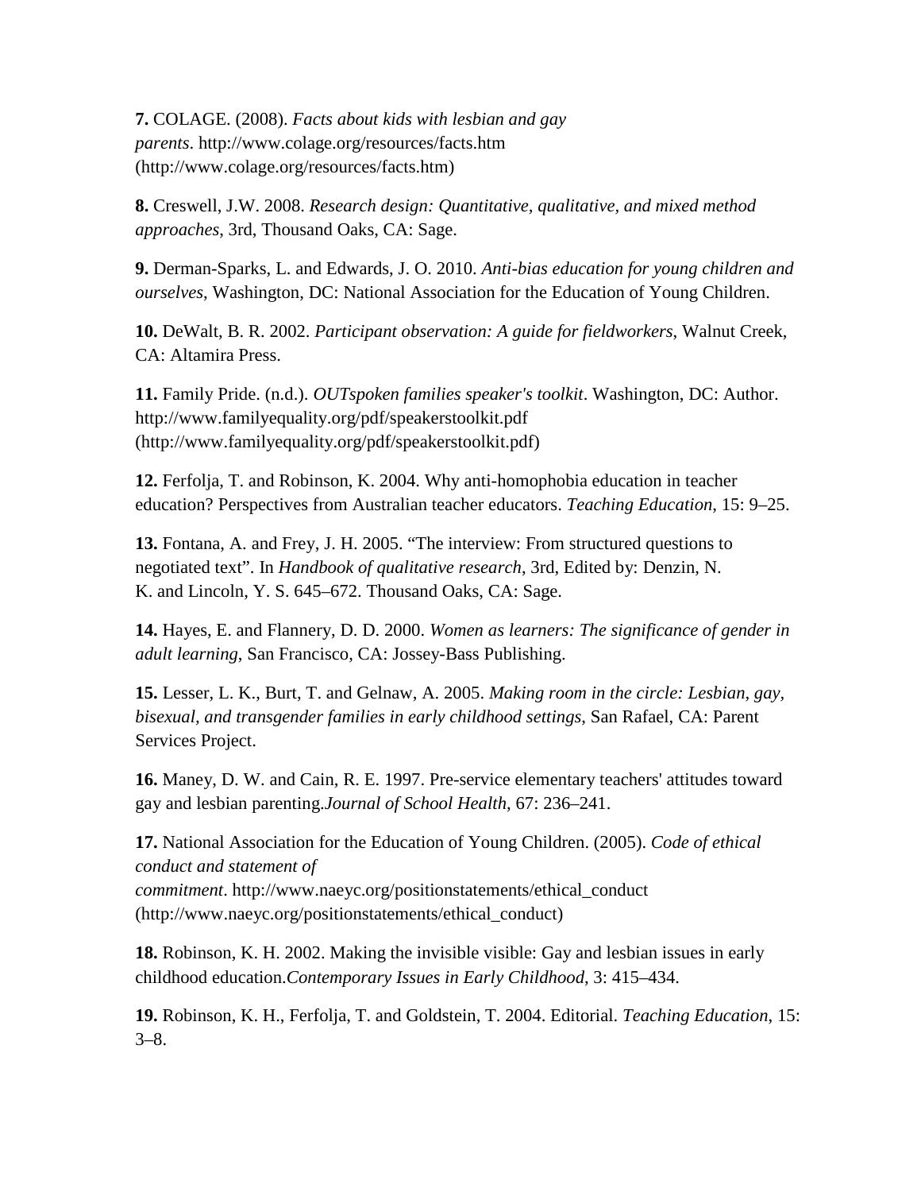**7.** COLAGE. (2008). *Facts about kids with lesbian and gay parents*. http://www.colage.org/resources/facts.htm (http://www.colage.org/resources/facts.htm)

**8.** Creswell, J.W. 2008. *Research design: Quantitative, qualitative, and mixed method approaches*, 3rd, Thousand Oaks, CA: Sage.

**9.** Derman-Sparks, L. and Edwards, J. O. 2010. *Anti-bias education for young children and ourselves*, Washington, DC: National Association for the Education of Young Children.

**10.** DeWalt, B. R. 2002. *Participant observation: A guide for fieldworkers*, Walnut Creek, CA: Altamira Press.

**11.** Family Pride. (n.d.). *OUTspoken families speaker's toolkit*. Washington, DC: Author. http://www.familyequality.org/pdf/speakerstoolkit.pdf (http://www.familyequality.org/pdf/speakerstoolkit.pdf)

**12.** Ferfolja, T. and Robinson, K. 2004. Why anti-homophobia education in teacher education? Perspectives from Australian teacher educators. *Teaching Education*, 15: 9–25.

**13.** Fontana, A. and Frey, J. H. 2005. "The interview: From structured questions to negotiated text". In *Handbook of qualitative research*, 3rd, Edited by: Denzin, N. K. and Lincoln, Y. S. 645–672. Thousand Oaks, CA: Sage.

**14.** Hayes, E. and Flannery, D. D. 2000. *Women as learners: The significance of gender in adult learning*, San Francisco, CA: Jossey-Bass Publishing.

**15.** Lesser, L. K., Burt, T. and Gelnaw, A. 2005. *Making room in the circle: Lesbian, gay, bisexual, and transgender families in early childhood settings*, San Rafael, CA: Parent Services Project.

**16.** Maney, D. W. and Cain, R. E. 1997. Pre-service elementary teachers' attitudes toward gay and lesbian parenting.*Journal of School Health*, 67: 236–241.

**17.** National Association for the Education of Young Children. (2005). *Code of ethical conduct and statement of commitment*. http://www.naeyc.org/positionstatements/ethical_conduct (http://www.naeyc.org/positionstatements/ethical_conduct)

**18.** Robinson, K. H. 2002. Making the invisible visible: Gay and lesbian issues in early childhood education.*Contemporary Issues in Early Childhood*, 3: 415–434.

**19.** Robinson, K. H., Ferfolja, T. and Goldstein, T. 2004. Editorial. *Teaching Education*, 15: 3–8.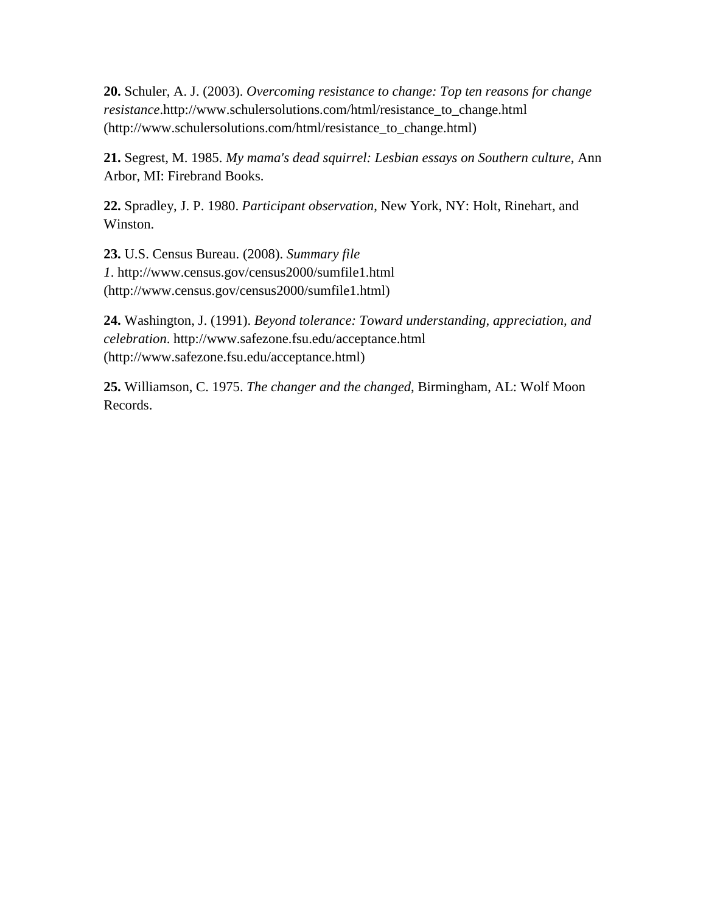**20.** Schuler, A. J. (2003). *Overcoming resistance to change: Top ten reasons for change resistance*.http://www.schulersolutions.com/html/resistance_to_change.html (http://www.schulersolutions.com/html/resistance_to_change.html)

**21.** Segrest, M. 1985. *My mama's dead squirrel: Lesbian essays on Southern culture*, Ann Arbor, MI: Firebrand Books.

**22.** Spradley, J. P. 1980. *Participant observation*, New York, NY: Holt, Rinehart, and Winston.

**23.** U.S. Census Bureau. (2008). *Summary file 1*. http://www.census.gov/census2000/sumfile1.html (http://www.census.gov/census2000/sumfile1.html)

**24.** Washington, J. (1991). *Beyond tolerance: Toward understanding, appreciation, and celebration*. http://www.safezone.fsu.edu/acceptance.html (http://www.safezone.fsu.edu/acceptance.html)

**25.** Williamson, C. 1975. *The changer and the changed*, Birmingham, AL: Wolf Moon Records.